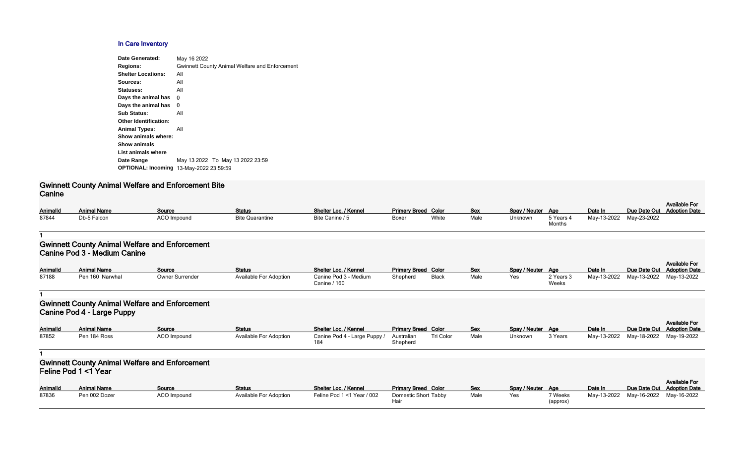## In Care Inventory

**Date Generated:** May 16 2022
**Regions:** Gwinnett County Animal Welfare and Enforcement
**Shelter Locations:** All
**Sources:** All
**Statuses:** All
**Days the animal has** 0
**Days the animal has** 0
**Sub Status:** All
**Other Identification:**
**Animal Types:** All
**Show animals where:**
**Show animals**
**List animals where**
**Date Range** May 13 2022 To May 13 2022 23:59
**OPTIONAL: Incoming** 13-May-2022 23:59:59

### Gwinnett County Animal Welfare and Enforcement Bite Canine

| AnimalId | Animal Name | Source | Status | Shelter Loc. / Kennel | Primary Breed | Color | Sex | Spay / Neuter | Age | Date In | Due Date Out | Available For Adoption Date |
|---|---|---|---|---|---|---|---|---|---|---|---|---|
| 87844 | Db-5 Falcon | ACO Impound | Bite Quarantine | Bite Canine / 5 | Boxer | White | Male | Unknown | 5 Years 4 Months | May-13-2022 | May-23-2022 | |

1

### Gwinnett County Animal Welfare and Enforcement Canine Pod 3 - Medium Canine

| AnimalId | Animal Name | Source | Status | Shelter Loc. / Kennel | Primary Breed | Color | Sex | Spay / Neuter | Age | Date In | Due Date Out | Available For Adoption Date |
|---|---|---|---|---|---|---|---|---|---|---|---|---|
| 87188 | Pen 160 Narwhal | Owner Surrender | Available For Adoption | Canine Pod 3 - Medium Canine / 160 | Shepherd | Black | Male | Yes | 2 Years 3 Weeks | May-13-2022 | May-13-2022 | May-13-2022 |

1

### Gwinnett County Animal Welfare and Enforcement Canine Pod 4 - Large Puppy

| AnimalId | Animal Name | Source | Status | Shelter Loc. / Kennel | Primary Breed | Color | Sex | Spay / Neuter | Age | Date In | Due Date Out | Available For Adoption Date |
|---|---|---|---|---|---|---|---|---|---|---|---|---|
| 87852 | Pen 184 Ross | ACO Impound | Available For Adoption | Canine Pod 4 - Large Puppy / 184 | Australian Shepherd | Tri Color | Male | Unknown | 3 Years | May-13-2022 | May-18-2022 | May-19-2022 |

1

### Gwinnett County Animal Welfare and Enforcement Feline Pod 1 <1 Year

| AnimalId | Animal Name | Source | Status | Shelter Loc. / Kennel | Primary Breed | Color | Sex | Spay / Neuter | Age | Date In | Due Date Out | Available For Adoption Date |
|---|---|---|---|---|---|---|---|---|---|---|---|---|
| 87836 | Pen 002 Dozer | ACO Impound | Available For Adoption | Feline Pod 1 <1 Year / 002 | Domestic Short Hair | Tabby | Male | Yes | 7 Weeks (approx) | May-13-2022 | May-16-2022 | May-16-2022 |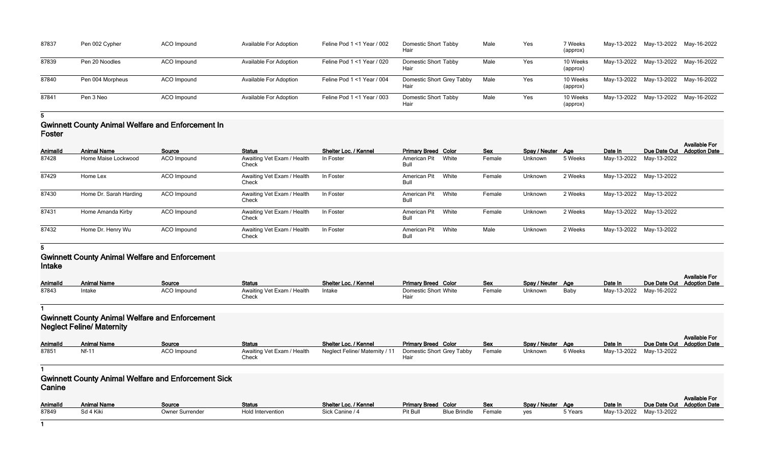| AnimalId | Animal Name | Source | Status | Shelter Loc. / Kennel | Primary Breed | Color | Sex | Spay / Neuter | Age | Date In | Due Date Out | Available For Adoption Date |
|---|---|---|---|---|---|---|---|---|---|---|---|---|
| 87837 | Pen 002 Cypher | ACO Impound | Available For Adoption | Feline Pod 1 <1 Year / 002 | Domestic Short Hair | Tabby | Male | Yes | 7 Weeks (approx) | May-13-2022 | May-13-2022 | May-16-2022 |
| 87839 | Pen 20 Noodles | ACO Impound | Available For Adoption | Feline Pod 1 <1 Year / 020 | Domestic Short Hair | Tabby | Male | Yes | 10 Weeks (approx) | May-13-2022 | May-13-2022 | May-16-2022 |
| 87840 | Pen 004 Morpheus | ACO Impound | Available For Adoption | Feline Pod 1 <1 Year / 004 | Domestic Short Hair | Grey Tabby | Male | Yes | 10 Weeks (approx) | May-13-2022 | May-13-2022 | May-16-2022 |
| 87841 | Pen 3 Neo | ACO Impound | Available For Adoption | Feline Pod 1 <1 Year / 003 | Domestic Short Hair | Tabby | Male | Yes | 10 Weeks (approx) | May-13-2022 | May-13-2022 | May-16-2022 |

5

## Gwinnett County Animal Welfare and Enforcement In Foster

| AnimalId | Animal Name | Source | Status | Shelter Loc. / Kennel | Primary Breed | Color | Sex | Spay / Neuter | Age | Date In | Due Date Out | Available For Adoption Date |
|---|---|---|---|---|---|---|---|---|---|---|---|---|
| 87428 | Home Maise Lockwood | ACO Impound | Awaiting Vet Exam / Health Check | In Foster | American Pit Bull | White | Female | Unknown | 5 Weeks | May-13-2022 | May-13-2022 | |
| 87429 | Home Lex | ACO Impound | Awaiting Vet Exam / Health Check | In Foster | American Pit Bull | White | Female | Unknown | 2 Weeks | May-13-2022 | May-13-2022 | |
| 87430 | Home Dr. Sarah Harding | ACO Impound | Awaiting Vet Exam / Health Check | In Foster | American Pit Bull | White | Female | Unknown | 2 Weeks | May-13-2022 | May-13-2022 | |
| 87431 | Home Amanda Kirby | ACO Impound | Awaiting Vet Exam / Health Check | In Foster | American Pit Bull | White | Female | Unknown | 2 Weeks | May-13-2022 | May-13-2022 | |
| 87432 | Home Dr. Henry Wu | ACO Impound | Awaiting Vet Exam / Health Check | In Foster | American Pit Bull | White | Male | Unknown | 2 Weeks | May-13-2022 | May-13-2022 | |

5

## Gwinnett County Animal Welfare and Enforcement Intake

| AnimalId | Animal Name | Source | Status | Shelter Loc. / Kennel | Primary Breed | Color | Sex | Spay / Neuter | Age | Date In | Due Date Out | Available For Adoption Date |
|---|---|---|---|---|---|---|---|---|---|---|---|---|
| 87843 | Intake | ACO Impound | Awaiting Vet Exam / Health Check | Intake | Domestic Short Hair | White | Female | Unknown | Baby | May-13-2022 | May-16-2022 | |

1

## Gwinnett County Animal Welfare and Enforcement Neglect Feline/ Maternity

| AnimalId | Animal Name | Source | Status | Shelter Loc. / Kennel | Primary Breed | Color | Sex | Spay / Neuter | Age | Date In | Due Date Out | Available For Adoption Date |
|---|---|---|---|---|---|---|---|---|---|---|---|---|
| 87851 | Nf-11 | ACO Impound | Awaiting Vet Exam / Health Check | Neglect Feline/ Maternity / 11 | Domestic Short Hair | Grey Tabby | Female | Unknown | 6 Weeks | May-13-2022 | May-13-2022 | |

1

## Gwinnett County Animal Welfare and Enforcement Sick Canine

| AnimalId | Animal Name | Source | Status | Shelter Loc. / Kennel | Primary Breed | Color | Sex | Spay / Neuter | Age | Date In | Due Date Out | Available For Adoption Date |
|---|---|---|---|---|---|---|---|---|---|---|---|---|
| 87849 | Sd 4 Kiki | Owner Surrender | Hold Intervention | Sick Canine / 4 | Pit Bull | Blue Brindle | Female | yes | 5 Years | May-13-2022 | May-13-2022 | |

1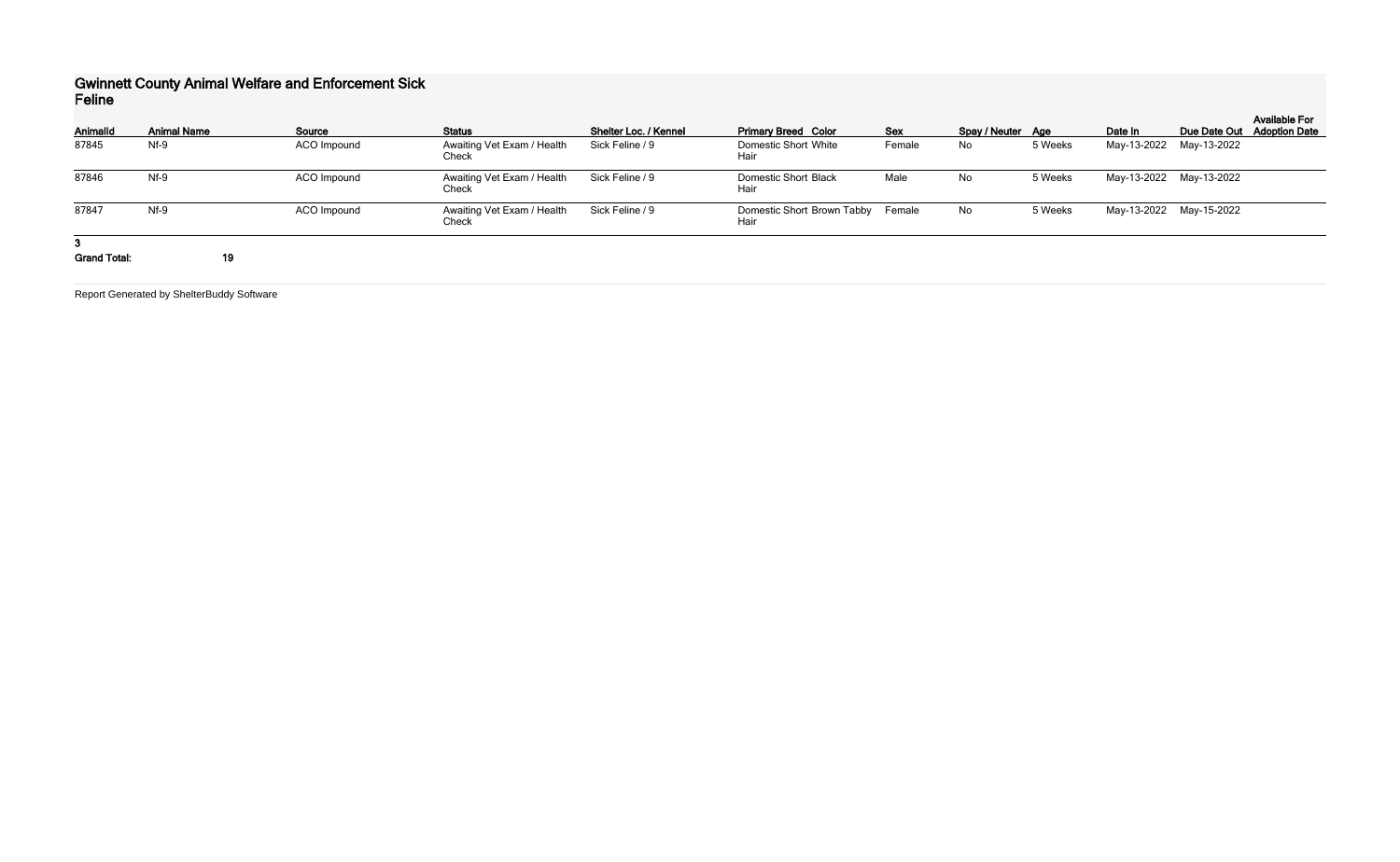# Gwinnett County Animal Welfare and Enforcement Sick Feline

| AnimalId | Animal Name | Source | Status | Shelter Loc. / Kennel | Primary Breed | Color | Sex | Spay / Neuter | Age | Date In | Due Date Out | Available For Adoption Date |
|---|---|---|---|---|---|---|---|---|---|---|---|---|
| 87845 | Nf-9 | ACO Impound | Awaiting Vet Exam / Health Check | Sick Feline / 9 | Domestic Short Hair | White | Female | No | 5 Weeks | May-13-2022 | May-13-2022 | |
| 87846 | Nf-9 | ACO Impound | Awaiting Vet Exam / Health Check | Sick Feline / 9 | Domestic Short Hair | Black | Male | No | 5 Weeks | May-13-2022 | May-13-2022 | |
| 87847 | Nf-9 | ACO Impound | Awaiting Vet Exam / Health Check | Sick Feline / 9 | Domestic Short Hair | Brown Tabby | Female | No | 5 Weeks | May-13-2022 | May-15-2022 | |

**3**

**Grand Total:** **19**

Report Generated by ShelterBuddy Software